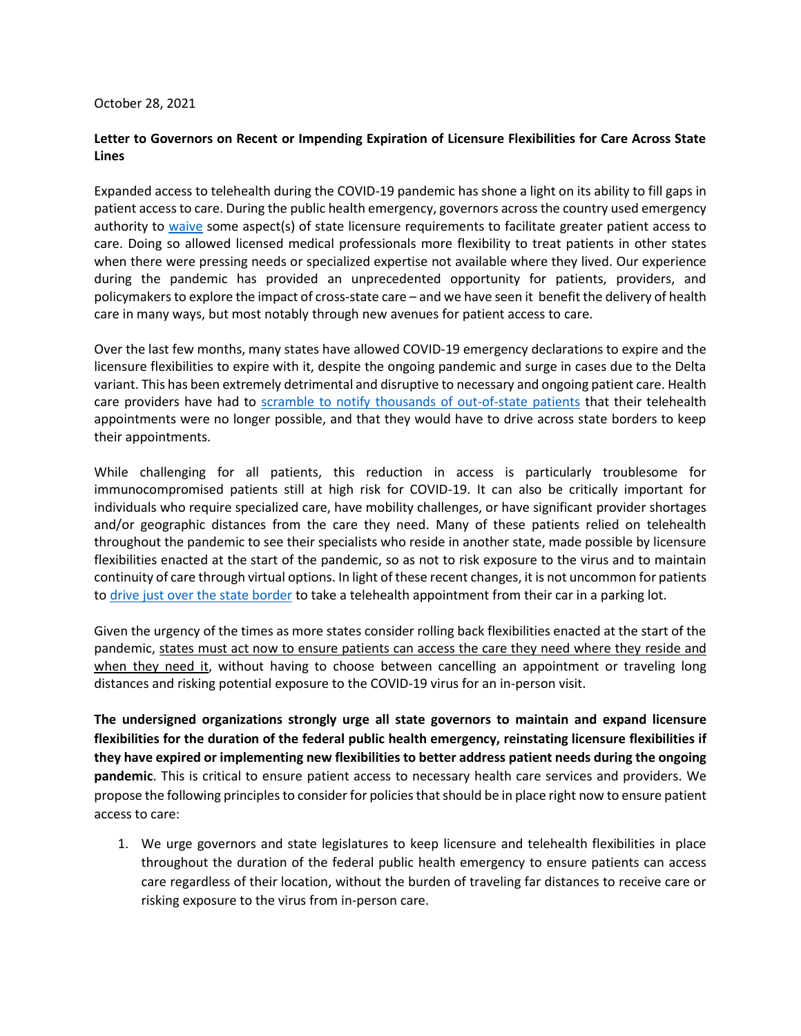October 28, 2021

**Letter to Governors on Recent or Impending Expiration of Licensure Flexibilities for Care Across State Lines**

Expanded access to telehealth during the COVID-19 pandemic has shone a light on its ability to fill gaps in patient access to care. During the public health emergency, governors across the country used emergency authority to waive some aspect(s) of state licensure requirements to facilitate greater patient access to care. Doing so allowed licensed medical professionals more flexibility to treat patients in other states when there were pressing needs or specialized expertise not available where they lived. Our experience during the pandemic has provided an unprecedented opportunity for patients, providers, and policymakers to explore the impact of cross-state care – and we have seen it benefit the delivery of health care in many ways, but most notably through new avenues for patient access to care.

Over the last few months, many states have allowed COVID-19 emergency declarations to expire and the licensure flexibilities to expire with it, despite the ongoing pandemic and surge in cases due to the Delta variant. This has been extremely detrimental and disruptive to necessary and ongoing patient care. Health care providers have had to scramble to notify thousands of out-of-state patients that their telehealth appointments were no longer possible, and that they would have to drive across state borders to keep their appointments.

While challenging for all patients, this reduction in access is particularly troublesome for immunocompromised patients still at high risk for COVID-19. It can also be critically important for individuals who require specialized care, have mobility challenges, or have significant provider shortages and/or geographic distances from the care they need. Many of these patients relied on telehealth throughout the pandemic to see their specialists who reside in another state, made possible by licensure flexibilities enacted at the start of the pandemic, so as not to risk exposure to the virus and to maintain continuity of care through virtual options. In light of these recent changes, it is not uncommon for patients to drive just over the state border to take a telehealth appointment from their car in a parking lot.

Given the urgency of the times as more states consider rolling back flexibilities enacted at the start of the pandemic, states must act now to ensure patients can access the care they need where they reside and when they need it, without having to choose between cancelling an appointment or traveling long distances and risking potential exposure to the COVID-19 virus for an in-person visit.

**The undersigned organizations strongly urge all state governors to maintain and expand licensure flexibilities for the duration of the federal public health emergency, reinstating licensure flexibilities if they have expired or implementing new flexibilities to better address patient needs during the ongoing pandemic**. This is critical to ensure patient access to necessary health care services and providers. We propose the following principles to consider for policies that should be in place right now to ensure patient access to care:

1. We urge governors and state legislatures to keep licensure and telehealth flexibilities in place throughout the duration of the federal public health emergency to ensure patients can access care regardless of their location, without the burden of traveling far distances to receive care or risking exposure to the virus from in-person care.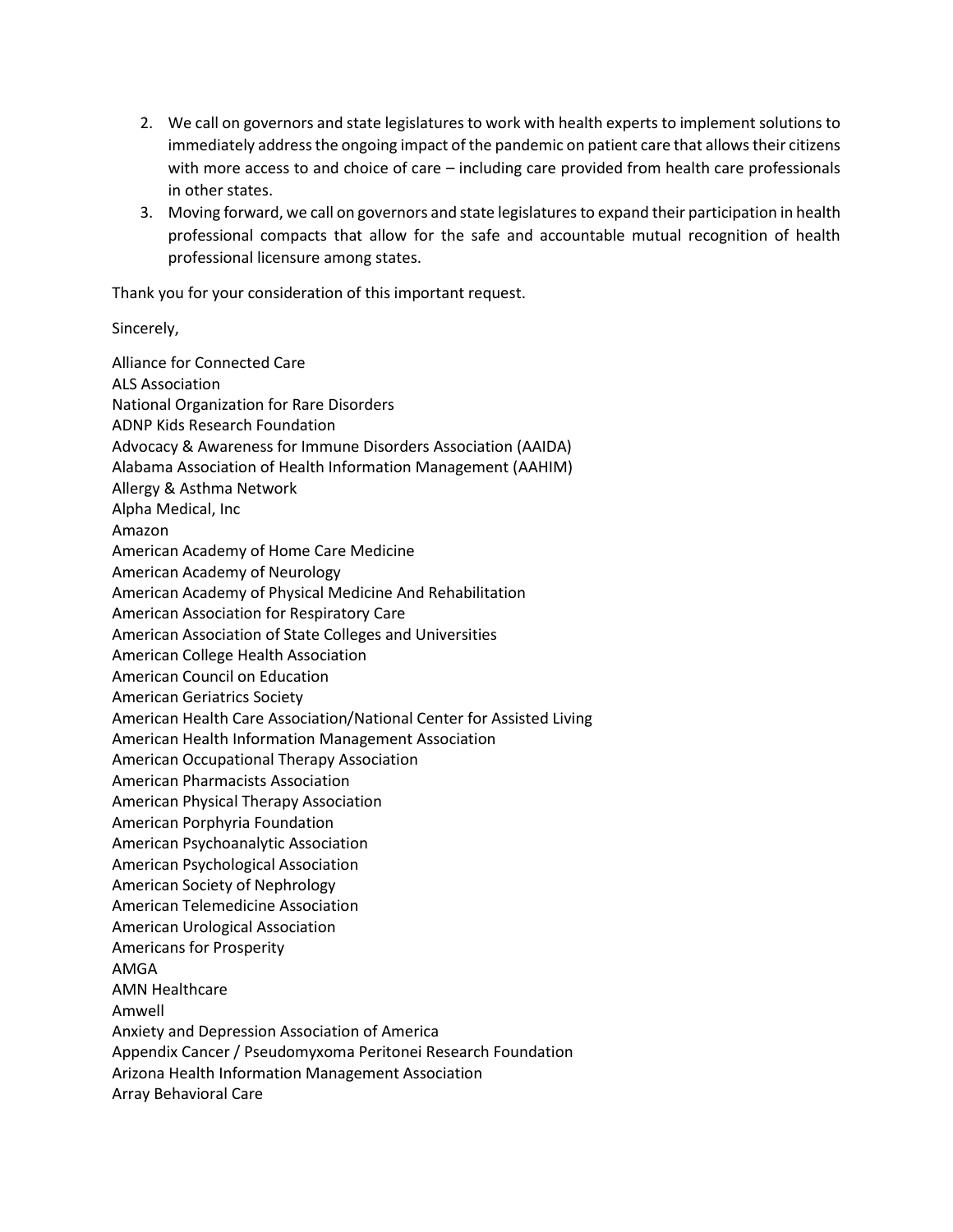2. We call on governors and state legislatures to work with health experts to implement solutions to immediately address the ongoing impact of the pandemic on patient care that allows their citizens with more access to and choice of care – including care provided from health care professionals in other states.
3. Moving forward, we call on governors and state legislatures to expand their participation in health professional compacts that allow for the safe and accountable mutual recognition of health professional licensure among states.

Thank you for your consideration of this important request.

Sincerely,

Alliance for Connected Care
ALS Association
National Organization for Rare Disorders
ADNP Kids Research Foundation
Advocacy & Awareness for Immune Disorders Association (AAIDA)
Alabama Association of Health Information Management (AAHIM)
Allergy & Asthma Network
Alpha Medical, Inc
Amazon
American Academy of Home Care Medicine
American Academy of Neurology
American Academy of Physical Medicine And Rehabilitation
American Association for Respiratory Care
American Association of State Colleges and Universities
American College Health Association
American Council on Education
American Geriatrics Society
American Health Care Association/National Center for Assisted Living
American Health Information Management Association
American Occupational Therapy Association
American Pharmacists Association
American Physical Therapy Association
American Porphyria Foundation
American Psychoanalytic Association
American Psychological Association
American Society of Nephrology
American Telemedicine Association
American Urological Association
Americans for Prosperity
AMGA
AMN Healthcare
Amwell
Anxiety and Depression Association of America
Appendix Cancer / Pseudomyxoma Peritonei Research Foundation
Arizona Health Information Management Association
Array Behavioral Care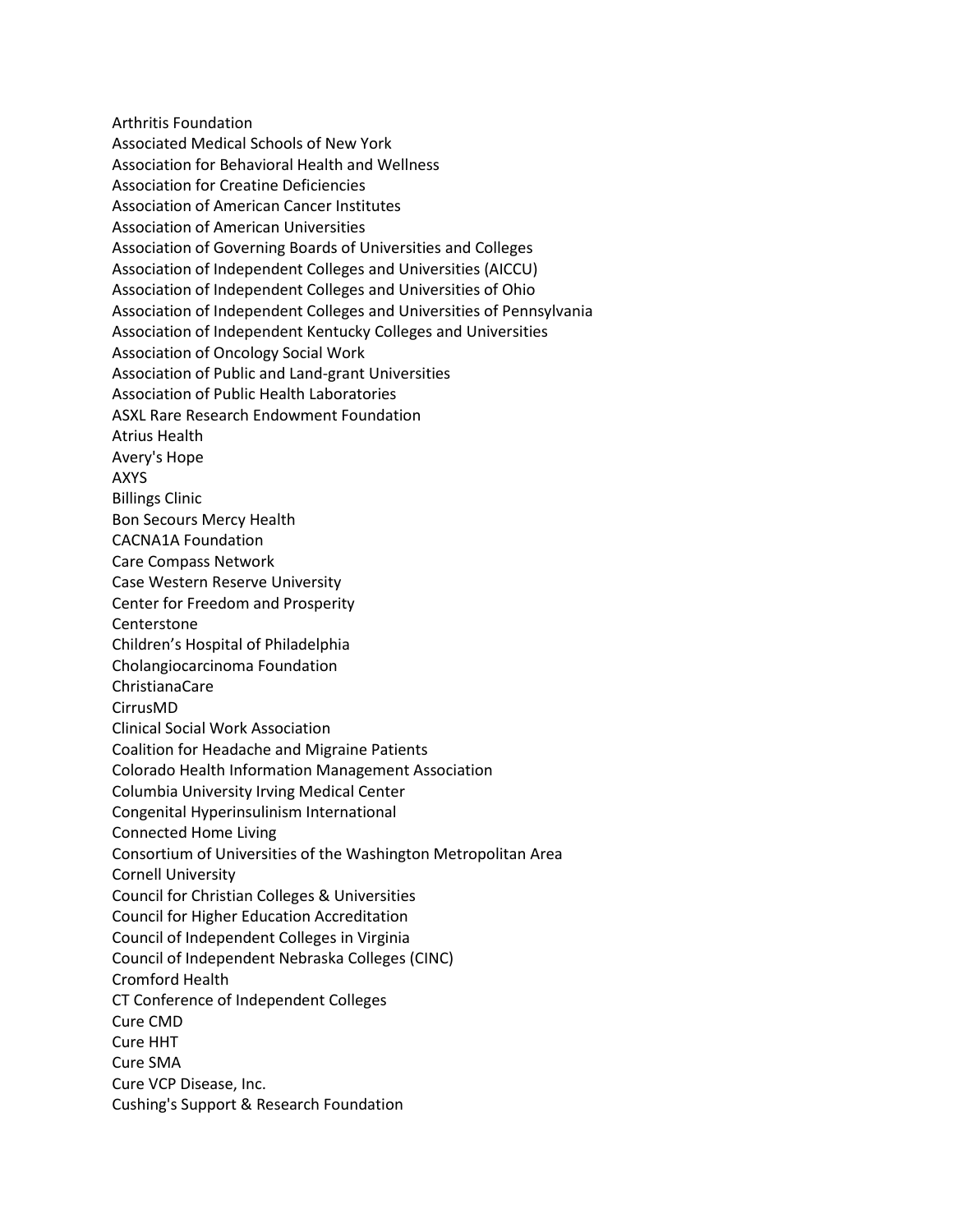Arthritis Foundation
Associated Medical Schools of New York
Association for Behavioral Health and Wellness
Association for Creatine Deficiencies
Association of American Cancer Institutes
Association of American Universities
Association of Governing Boards of Universities and Colleges
Association of Independent Colleges and Universities (AICCU)
Association of Independent Colleges and Universities of Ohio
Association of Independent Colleges and Universities of Pennsylvania
Association of Independent Kentucky Colleges and Universities
Association of Oncology Social Work
Association of Public and Land-grant Universities
Association of Public Health Laboratories
ASXL Rare Research Endowment Foundation
Atrius Health
Avery's Hope
AXYS
Billings Clinic
Bon Secours Mercy Health
CACNA1A Foundation
Care Compass Network
Case Western Reserve University
Center for Freedom and Prosperity
Centerstone
Children's Hospital of Philadelphia
Cholangiocarcinoma Foundation
ChristianaCare
CirrusMD
Clinical Social Work Association
Coalition for Headache and Migraine Patients
Colorado Health Information Management Association
Columbia University Irving Medical Center
Congenital Hyperinsulinism International
Connected Home Living
Consortium of Universities of the Washington Metropolitan Area
Cornell University
Council for Christian Colleges & Universities
Council for Higher Education Accreditation
Council of Independent Colleges in Virginia
Council of Independent Nebraska Colleges (CINC)
Cromford Health
CT Conference of Independent Colleges
Cure CMD
Cure HHT
Cure SMA
Cure VCP Disease, Inc.
Cushing's Support & Research Foundation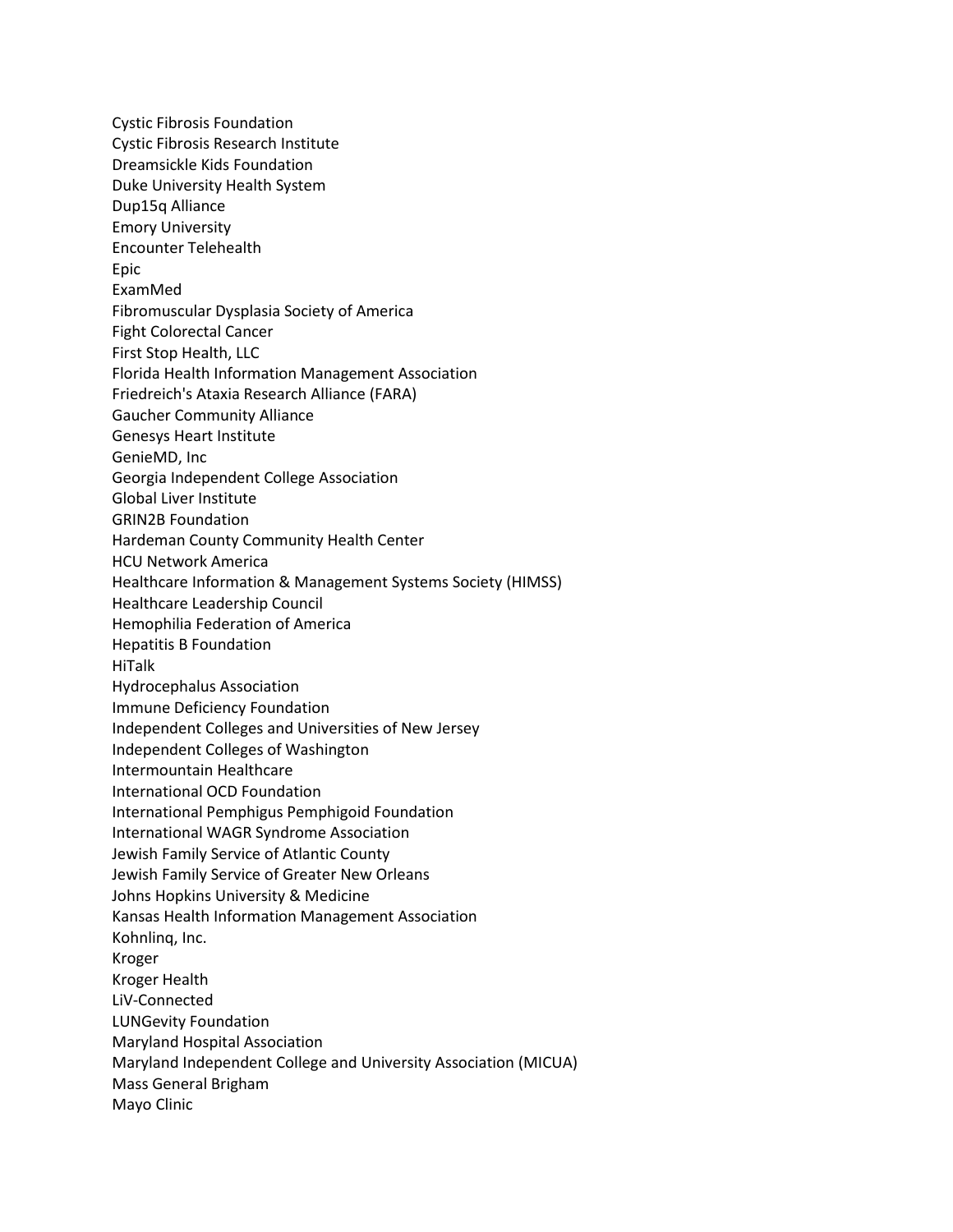Cystic Fibrosis Foundation
Cystic Fibrosis Research Institute
Dreamsickle Kids Foundation
Duke University Health System
Dup15q Alliance
Emory University
Encounter Telehealth
Epic
ExamMed
Fibromuscular Dysplasia Society of America
Fight Colorectal Cancer
First Stop Health, LLC
Florida Health Information Management Association
Friedreich's Ataxia Research Alliance (FARA)
Gaucher Community Alliance
Genesys Heart Institute
GenieMD, Inc
Georgia Independent College Association
Global Liver Institute
GRIN2B Foundation
Hardeman County Community Health Center
HCU Network America
Healthcare Information & Management Systems Society (HIMSS)
Healthcare Leadership Council
Hemophilia Federation of America
Hepatitis B Foundation
HiTalk
Hydrocephalus Association
Immune Deficiency Foundation
Independent Colleges and Universities of New Jersey
Independent Colleges of Washington
Intermountain Healthcare
International OCD Foundation
International Pemphigus Pemphigoid Foundation
International WAGR Syndrome Association
Jewish Family Service of Atlantic County
Jewish Family Service of Greater New Orleans
Johns Hopkins University & Medicine
Kansas Health Information Management Association
Kohnlinq, Inc.
Kroger
Kroger Health
LiV-Connected
LUNGevity Foundation
Maryland Hospital Association
Maryland Independent College and University Association (MICUA)
Mass General Brigham
Mayo Clinic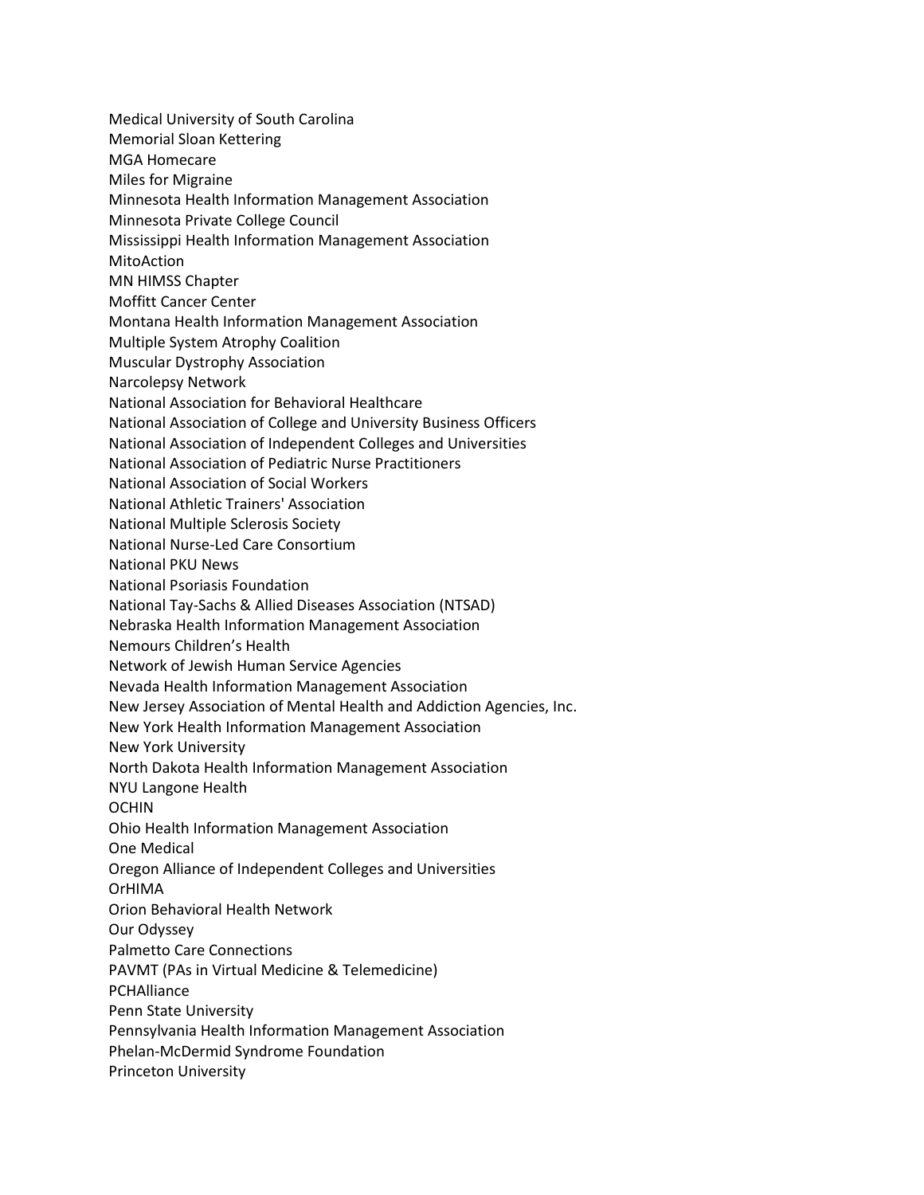Medical University of South Carolina
Memorial Sloan Kettering
MGA Homecare
Miles for Migraine
Minnesota Health Information Management Association
Minnesota Private College Council
Mississippi Health Information Management Association
MitoAction
MN HIMSS Chapter
Moffitt Cancer Center
Montana Health Information Management Association
Multiple System Atrophy Coalition
Muscular Dystrophy Association
Narcolepsy Network
National Association for Behavioral Healthcare
National Association of College and University Business Officers
National Association of Independent Colleges and Universities
National Association of Pediatric Nurse Practitioners
National Association of Social Workers
National Athletic Trainers' Association
National Multiple Sclerosis Society
National Nurse-Led Care Consortium
National PKU News
National Psoriasis Foundation
National Tay-Sachs & Allied Diseases Association (NTSAD)
Nebraska Health Information Management Association
Nemours Children's Health
Network of Jewish Human Service Agencies
Nevada Health Information Management Association
New Jersey Association of Mental Health and Addiction Agencies, Inc.
New York Health Information Management Association
New York University
North Dakota Health Information Management Association
NYU Langone Health
OCHIN
Ohio Health Information Management Association
One Medical
Oregon Alliance of Independent Colleges and Universities
OrHIMA
Orion Behavioral Health Network
Our Odyssey
Palmetto Care Connections
PAVMT (PAs in Virtual Medicine & Telemedicine)
PCHAlliance
Penn State University
Pennsylvania Health Information Management Association
Phelan-McDermid Syndrome Foundation
Princeton University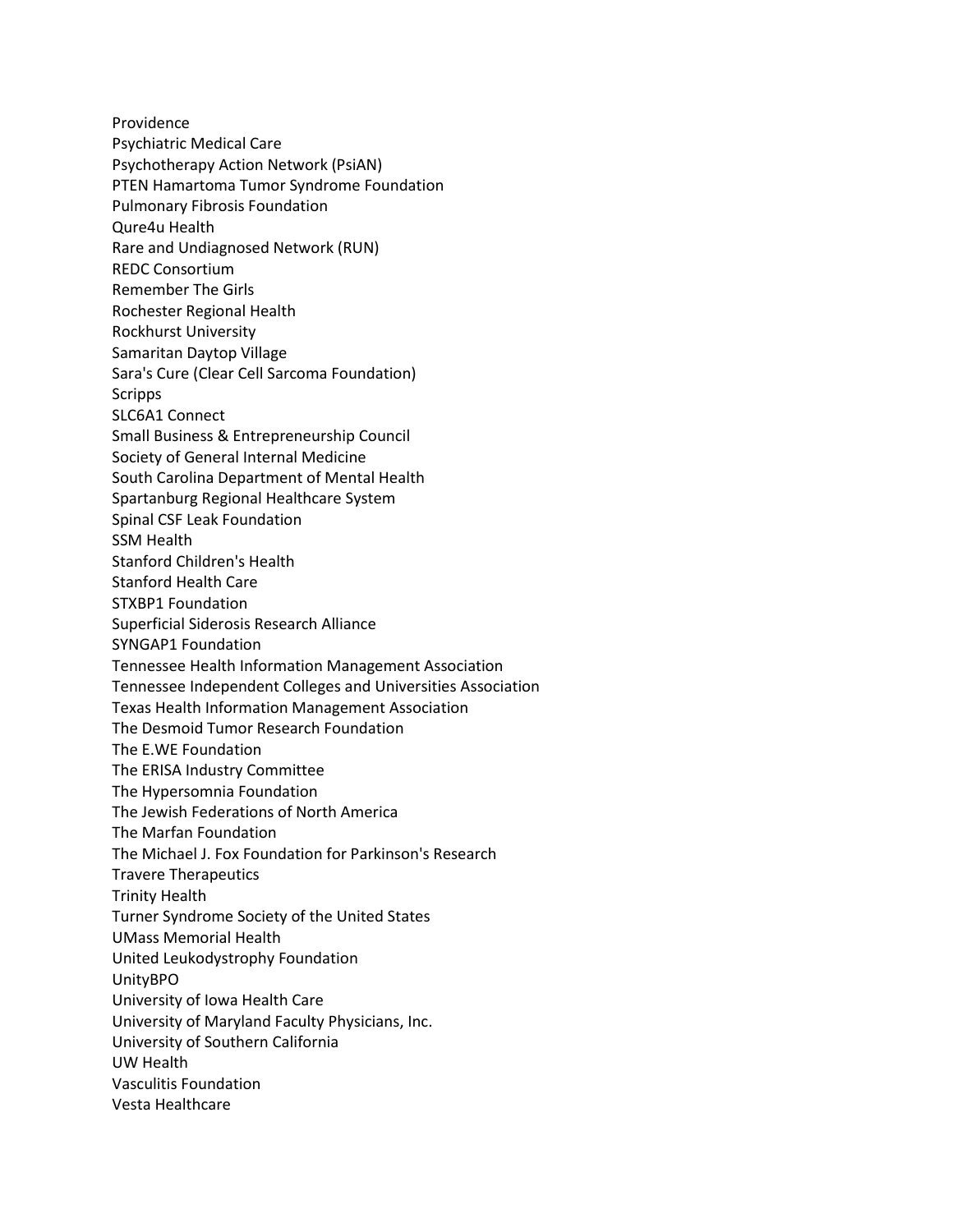Providence
Psychiatric Medical Care
Psychotherapy Action Network (PsiAN)
PTEN Hamartoma Tumor Syndrome Foundation
Pulmonary Fibrosis Foundation
Qure4u Health
Rare and Undiagnosed Network (RUN)
REDC Consortium
Remember The Girls
Rochester Regional Health
Rockhurst University
Samaritan Daytop Village
Sara's Cure (Clear Cell Sarcoma Foundation)
Scripps
SLC6A1 Connect
Small Business & Entrepreneurship Council
Society of General Internal Medicine
South Carolina Department of Mental Health
Spartanburg Regional Healthcare System
Spinal CSF Leak Foundation
SSM Health
Stanford Children's Health
Stanford Health Care
STXBP1 Foundation
Superficial Siderosis Research Alliance
SYNGAP1 Foundation
Tennessee Health Information Management Association
Tennessee Independent Colleges and Universities Association
Texas Health Information Management Association
The Desmoid Tumor Research Foundation
The E.WE Foundation
The ERISA Industry Committee
The Hypersomnia Foundation
The Jewish Federations of North America
The Marfan Foundation
The Michael J. Fox Foundation for Parkinson's Research
Travere Therapeutics
Trinity Health
Turner Syndrome Society of the United States
UMass Memorial Health
United Leukodystrophy Foundation
UnityBPO
University of Iowa Health Care
University of Maryland Faculty Physicians, Inc.
University of Southern California
UW Health
Vasculitis Foundation
Vesta Healthcare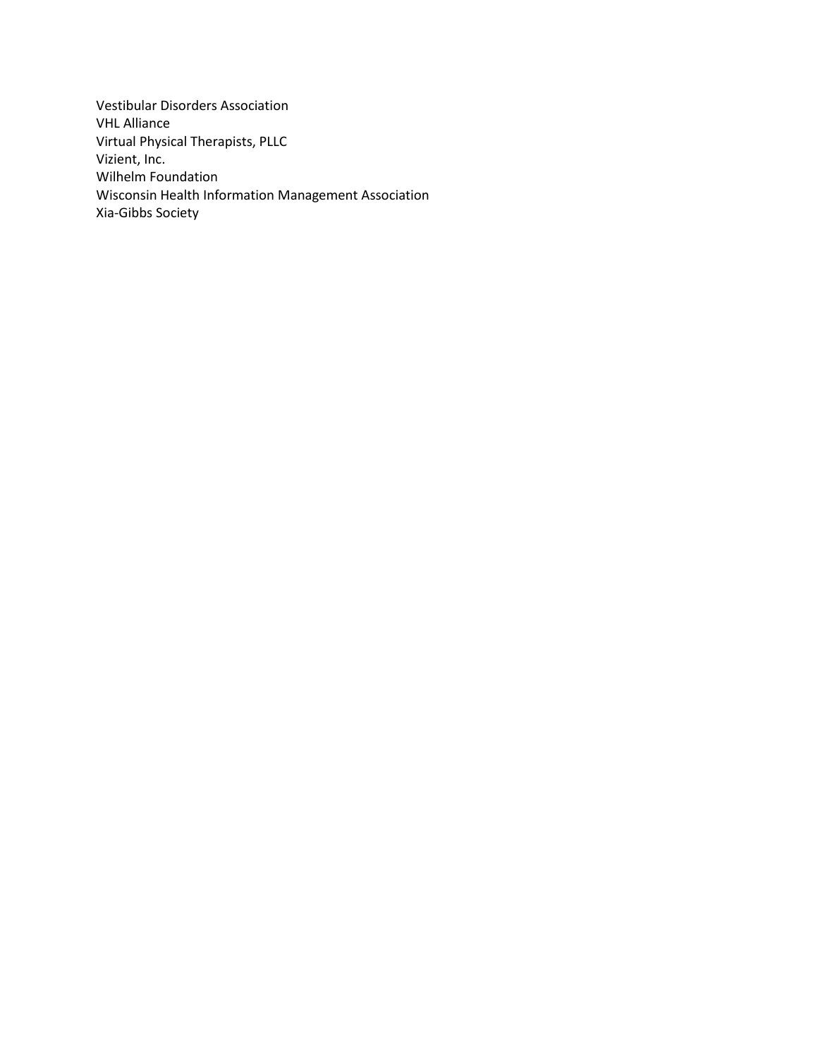Vestibular Disorders Association
VHL Alliance
Virtual Physical Therapists, PLLC
Vizient, Inc.
Wilhelm Foundation
Wisconsin Health Information Management Association
Xia-Gibbs Society